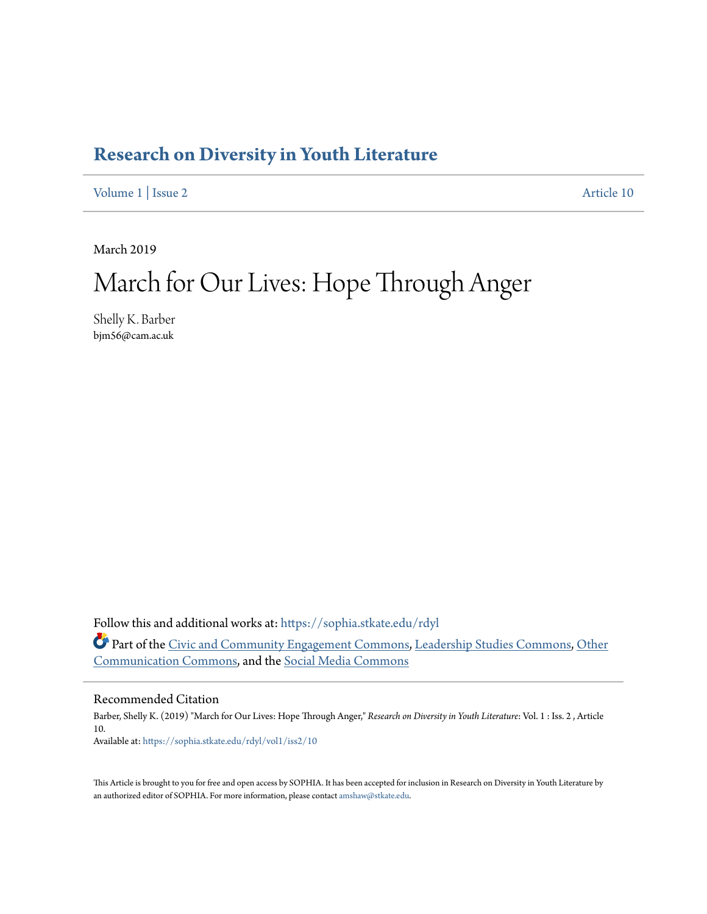# Research on Diversity in Youth Literature

Volume 1 | Issue 2 Article 10

March 2019

## March for Our Lives: Hope Through Anger

Shelly K. Barber
bjm56@cam.ac.uk

Follow this and additional works at: https://sophia.stkate.edu/rdyl

Part of the Civic and Community Engagement Commons, Leadership Studies Commons, Other Communication Commons, and the Social Media Commons

### Recommended Citation

Barber, Shelly K. (2019) "March for Our Lives: Hope Through Anger," *Research on Diversity in Youth Literature*: Vol. 1 : Iss. 2 , Article 10.
Available at: https://sophia.stkate.edu/rdyl/vol1/iss2/10

This Article is brought to you for free and open access by SOPHIA. It has been accepted for inclusion in Research on Diversity in Youth Literature by an authorized editor of SOPHIA. For more information, please contact amshaw@stkate.edu.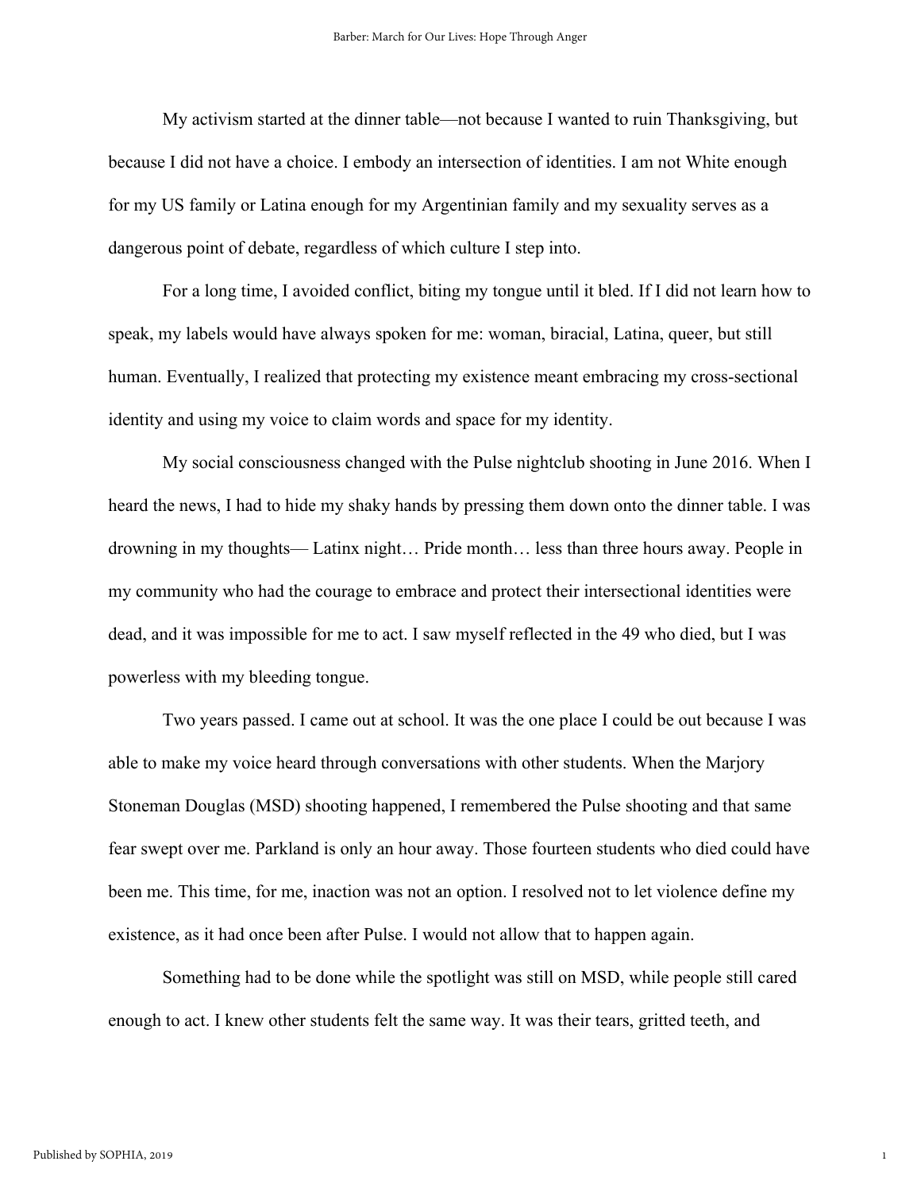My activism started at the dinner table—not because I wanted to ruin Thanksgiving, but because I did not have a choice. I embody an intersection of identities. I am not White enough for my US family or Latina enough for my Argentinian family and my sexuality serves as a dangerous point of debate, regardless of which culture I step into.

For a long time, I avoided conflict, biting my tongue until it bled. If I did not learn how to speak, my labels would have always spoken for me: woman, biracial, Latina, queer, but still human. Eventually, I realized that protecting my existence meant embracing my cross-sectional identity and using my voice to claim words and space for my identity.

My social consciousness changed with the Pulse nightclub shooting in June 2016. When I heard the news, I had to hide my shaky hands by pressing them down onto the dinner table. I was drowning in my thoughts— Latinx night… Pride month… less than three hours away. People in my community who had the courage to embrace and protect their intersectional identities were dead, and it was impossible for me to act. I saw myself reflected in the 49 who died, but I was powerless with my bleeding tongue.

Two years passed. I came out at school. It was the one place I could be out because I was able to make my voice heard through conversations with other students. When the Marjory Stoneman Douglas (MSD) shooting happened, I remembered the Pulse shooting and that same fear swept over me. Parkland is only an hour away. Those fourteen students who died could have been me. This time, for me, inaction was not an option. I resolved not to let violence define my existence, as it had once been after Pulse. I would not allow that to happen again.

Something had to be done while the spotlight was still on MSD, while people still cared enough to act. I knew other students felt the same way. It was their tears, gritted teeth, and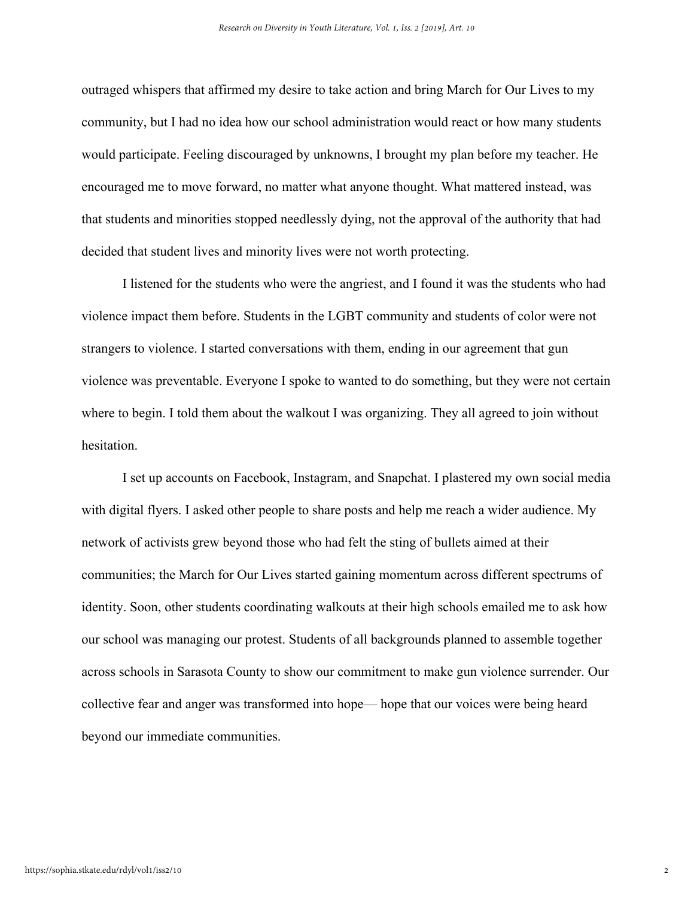outraged whispers that affirmed my desire to take action and bring March for Our Lives to my community, but I had no idea how our school administration would react or how many students would participate. Feeling discouraged by unknowns, I brought my plan before my teacher. He encouraged me to move forward, no matter what anyone thought. What mattered instead, was that students and minorities stopped needlessly dying, not the approval of the authority that had decided that student lives and minority lives were not worth protecting.

I listened for the students who were the angriest, and I found it was the students who had violence impact them before. Students in the LGBT community and students of color were not strangers to violence. I started conversations with them, ending in our agreement that gun violence was preventable. Everyone I spoke to wanted to do something, but they were not certain where to begin. I told them about the walkout I was organizing. They all agreed to join without hesitation.

I set up accounts on Facebook, Instagram, and Snapchat. I plastered my own social media with digital flyers. I asked other people to share posts and help me reach a wider audience. My network of activists grew beyond those who had felt the sting of bullets aimed at their communities; the March for Our Lives started gaining momentum across different spectrums of identity. Soon, other students coordinating walkouts at their high schools emailed me to ask how our school was managing our protest. Students of all backgrounds planned to assemble together across schools in Sarasota County to show our commitment to make gun violence surrender. Our collective fear and anger was transformed into hope— hope that our voices were being heard beyond our immediate communities.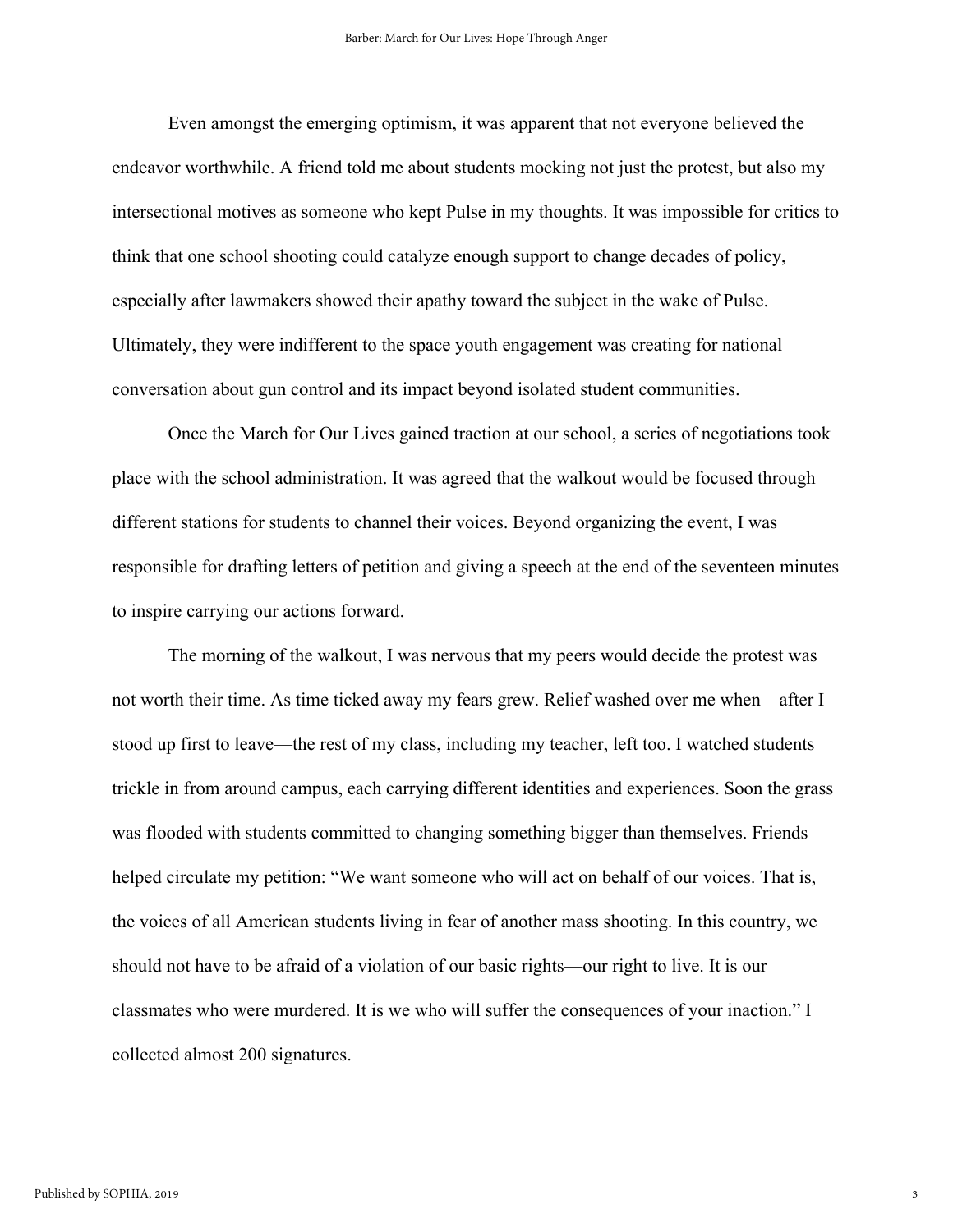Even amongst the emerging optimism, it was apparent that not everyone believed the endeavor worthwhile. A friend told me about students mocking not just the protest, but also my intersectional motives as someone who kept Pulse in my thoughts. It was impossible for critics to think that one school shooting could catalyze enough support to change decades of policy, especially after lawmakers showed their apathy toward the subject in the wake of Pulse. Ultimately, they were indifferent to the space youth engagement was creating for national conversation about gun control and its impact beyond isolated student communities.

Once the March for Our Lives gained traction at our school, a series of negotiations took place with the school administration. It was agreed that the walkout would be focused through different stations for students to channel their voices. Beyond organizing the event, I was responsible for drafting letters of petition and giving a speech at the end of the seventeen minutes to inspire carrying our actions forward.

The morning of the walkout, I was nervous that my peers would decide the protest was not worth their time. As time ticked away my fears grew. Relief washed over me when—after I stood up first to leave—the rest of my class, including my teacher, left too. I watched students trickle in from around campus, each carrying different identities and experiences. Soon the grass was flooded with students committed to changing something bigger than themselves. Friends helped circulate my petition: "We want someone who will act on behalf of our voices. That is, the voices of all American students living in fear of another mass shooting. In this country, we should not have to be afraid of a violation of our basic rights—our right to live. It is our classmates who were murdered. It is we who will suffer the consequences of your inaction." I collected almost 200 signatures.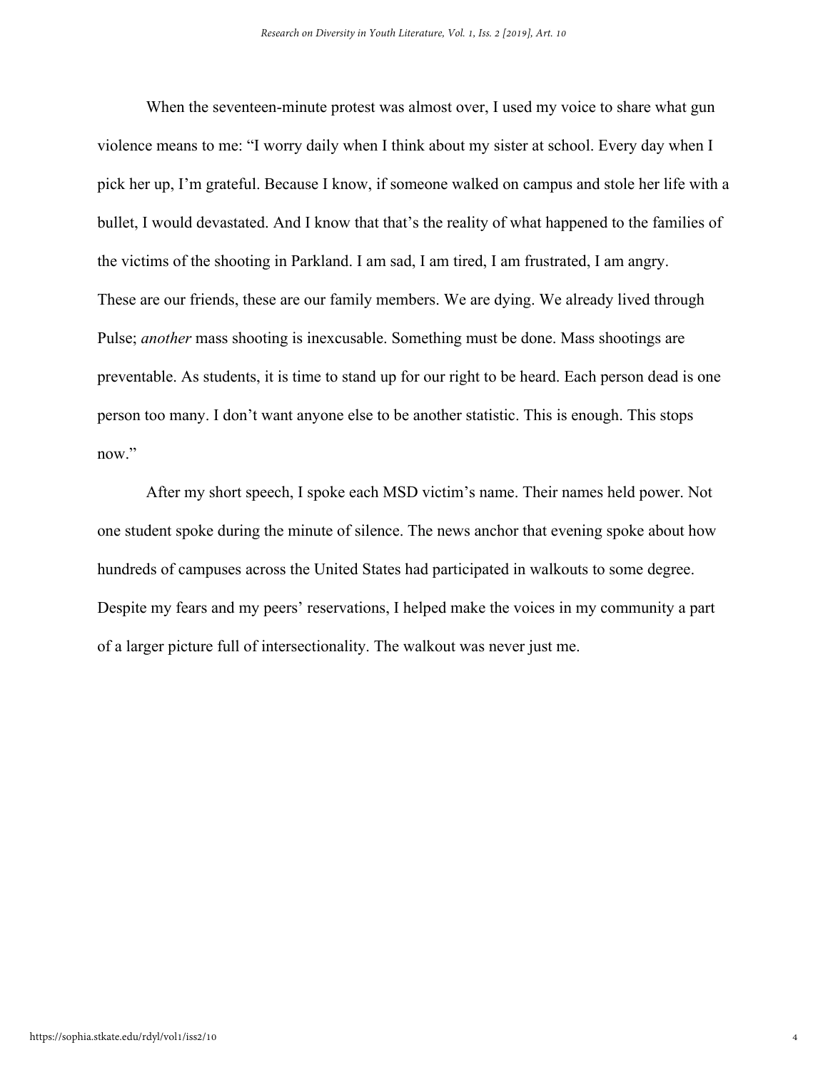When the seventeen-minute protest was almost over, I used my voice to share what gun violence means to me: "I worry daily when I think about my sister at school. Every day when I pick her up, I'm grateful. Because I know, if someone walked on campus and stole her life with a bullet, I would devastated. And I know that that's the reality of what happened to the families of the victims of the shooting in Parkland. I am sad, I am tired, I am frustrated, I am angry. These are our friends, these are our family members. We are dying. We already lived through Pulse; *another* mass shooting is inexcusable. Something must be done. Mass shootings are preventable. As students, it is time to stand up for our right to be heard. Each person dead is one person too many. I don't want anyone else to be another statistic. This is enough. This stops now."

After my short speech, I spoke each MSD victim's name. Their names held power. Not one student spoke during the minute of silence. The news anchor that evening spoke about how hundreds of campuses across the United States had participated in walkouts to some degree. Despite my fears and my peers' reservations, I helped make the voices in my community a part of a larger picture full of intersectionality. The walkout was never just me.